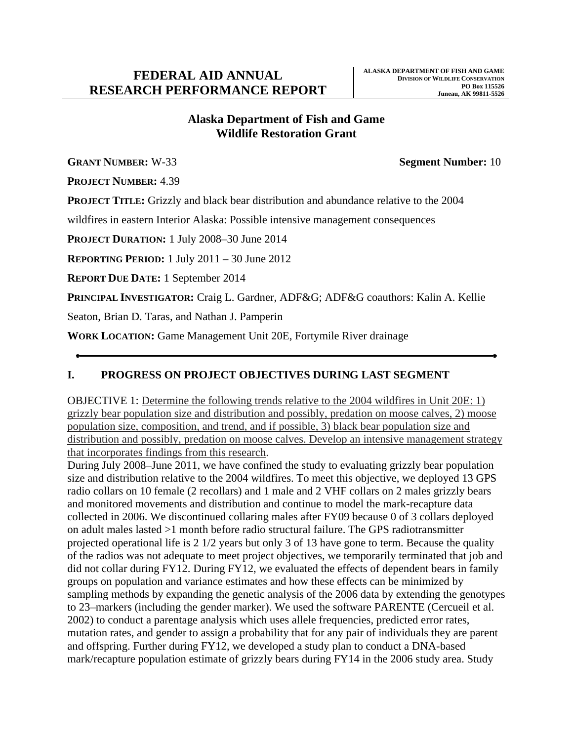# FEDERAL AID ANNUAL RESEARCH PERFORMANCE REPORT

**ALASKA DEPARTMENT OF FISH AND GAME**
**DIVISION OF WILDLIFE CONSERVATION**
**PO Box 115526**
**Juneau, AK 99811-5526**

## Alaska Department of Fish and Game
## Wildlife Restoration Grant

**GRANT NUMBER:** W-33 **Segment Number:** 10

**PROJECT NUMBER:** 4.39

**PROJECT TITLE:** Grizzly and black bear distribution and abundance relative to the 2004 wildfires in eastern Interior Alaska: Possible intensive management consequences

**PROJECT DURATION:** 1 July 2008–30 June 2014

**REPORTING PERIOD:** 1 July 2011 – 30 June 2012

**REPORT DUE DATE:** 1 September 2014

**PRINCIPAL INVESTIGATOR:** Craig L. Gardner, ADF&G; ADF&G coauthors: Kalin A. Kellie Seaton, Brian D. Taras, and Nathan J. Pamperin

**WORK LOCATION:** Game Management Unit 20E, Fortymile River drainage

---

## I. PROGRESS ON PROJECT OBJECTIVES DURING LAST SEGMENT

OBJECTIVE 1: Determine the following trends relative to the 2004 wildfires in Unit 20E: 1) grizzly bear population size and distribution and possibly, predation on moose calves, 2) moose population size, composition, and trend, and if possible, 3) black bear population size and distribution and possibly, predation on moose calves. Develop an intensive management strategy that incorporates findings from this research.

During July 2008–June 2011, we have confined the study to evaluating grizzly bear population size and distribution relative to the 2004 wildfires. To meet this objective, we deployed 13 GPS radio collars on 10 female (2 recollars) and 1 male and 2 VHF collars on 2 males grizzly bears and monitored movements and distribution and continue to model the mark-recapture data collected in 2006. We discontinued collaring males after FY09 because 0 of 3 collars deployed on adult males lasted >1 month before radio structural failure. The GPS radiotransmitter projected operational life is 2 1/2 years but only 3 of 13 have gone to term. Because the quality of the radios was not adequate to meet project objectives, we temporarily terminated that job and did not collar during FY12. During FY12, we evaluated the effects of dependent bears in family groups on population and variance estimates and how these effects can be minimized by sampling methods by expanding the genetic analysis of the 2006 data by extending the genotypes to 23–markers (including the gender marker). We used the software PARENTE (Cercueil et al. 2002) to conduct a parentage analysis which uses allele frequencies, predicted error rates, mutation rates, and gender to assign a probability that for any pair of individuals they are parent and offspring. Further during FY12, we developed a study plan to conduct a DNA-based mark/recapture population estimate of grizzly bears during FY14 in the 2006 study area. Study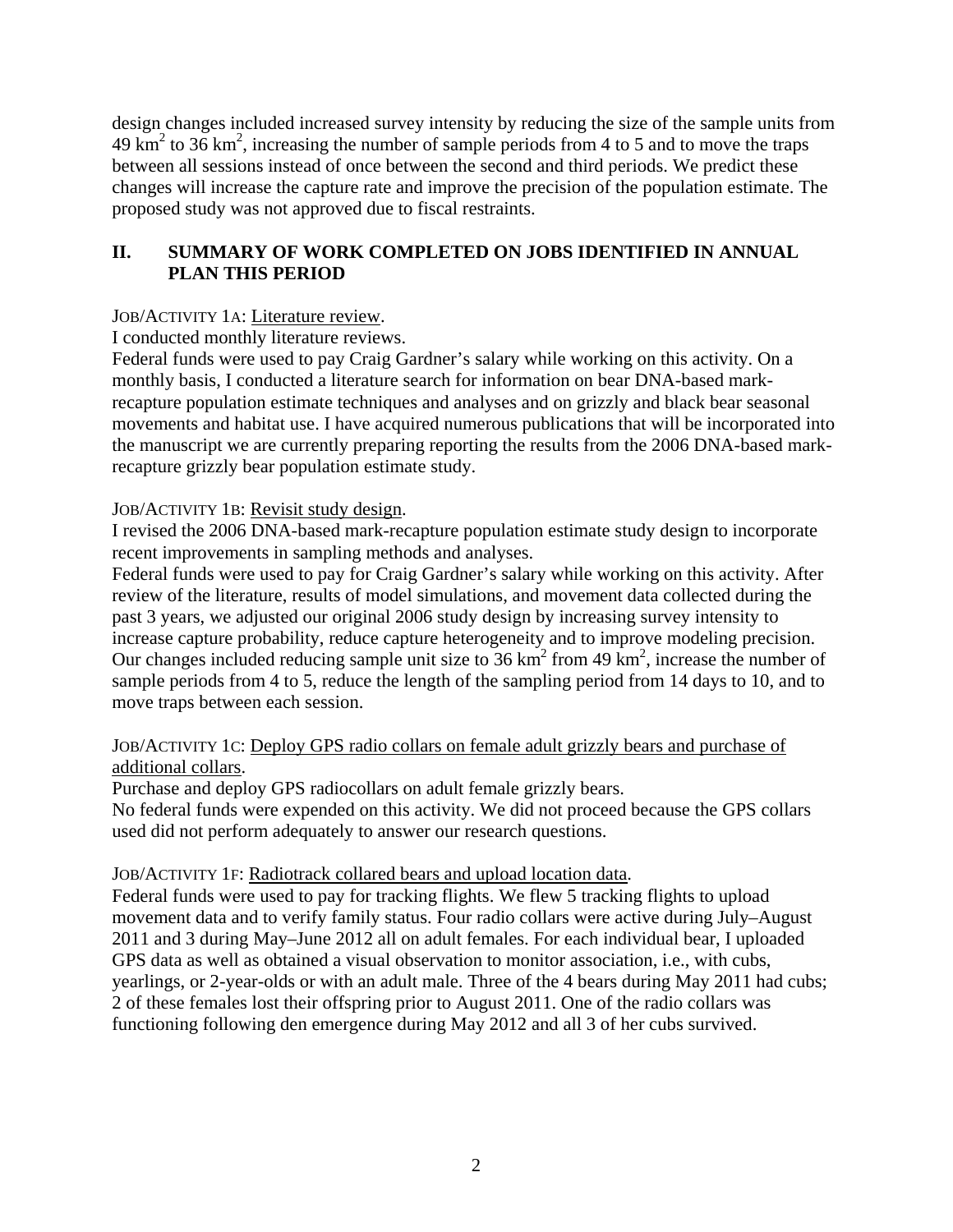design changes included increased survey intensity by reducing the size of the sample units from 49 $km^2$ to 36 $km^2$, increasing the number of sample periods from 4 to 5 and to move the traps between all sessions instead of once between the second and third periods. We predict these changes will increase the capture rate and improve the precision of the population estimate. The proposed study was not approved due to fiscal restraints.

## II. SUMMARY OF WORK COMPLETED ON JOBS IDENTIFIED IN ANNUAL PLAN THIS PERIOD

JOB/ACTIVITY 1A: Literature review.

I conducted monthly literature reviews.

Federal funds were used to pay Craig Gardner's salary while working on this activity. On a monthly basis, I conducted a literature search for information on bear DNA-based mark-recapture population estimate techniques and analyses and on grizzly and black bear seasonal movements and habitat use. I have acquired numerous publications that will be incorporated into the manuscript we are currently preparing reporting the results from the 2006 DNA-based mark-recapture grizzly bear population estimate study.

JOB/ACTIVITY 1B: Revisit study design.

I revised the 2006 DNA-based mark-recapture population estimate study design to incorporate recent improvements in sampling methods and analyses.

Federal funds were used to pay for Craig Gardner's salary while working on this activity. After review of the literature, results of model simulations, and movement data collected during the past 3 years, we adjusted our original 2006 study design by increasing survey intensity to increase capture probability, reduce capture heterogeneity and to improve modeling precision. Our changes included reducing sample unit size to 36 $km^2$ from 49 $km^2$, increase the number of sample periods from 4 to 5, reduce the length of the sampling period from 14 days to 10, and to move traps between each session.

JOB/ACTIVITY 1C: Deploy GPS radio collars on female adult grizzly bears and purchase of additional collars.

Purchase and deploy GPS radiocollars on adult female grizzly bears.

No federal funds were expended on this activity. We did not proceed because the GPS collars used did not perform adequately to answer our research questions.

JOB/ACTIVITY 1F: Radiotrack collared bears and upload location data.

Federal funds were used to pay for tracking flights. We flew 5 tracking flights to upload movement data and to verify family status. Four radio collars were active during July–August 2011 and 3 during May–June 2012 all on adult females. For each individual bear, I uploaded GPS data as well as obtained a visual observation to monitor association, i.e., with cubs, yearlings, or 2-year-olds or with an adult male. Three of the 4 bears during May 2011 had cubs; 2 of these females lost their offspring prior to August 2011. One of the radio collars was functioning following den emergence during May 2012 and all 3 of her cubs survived.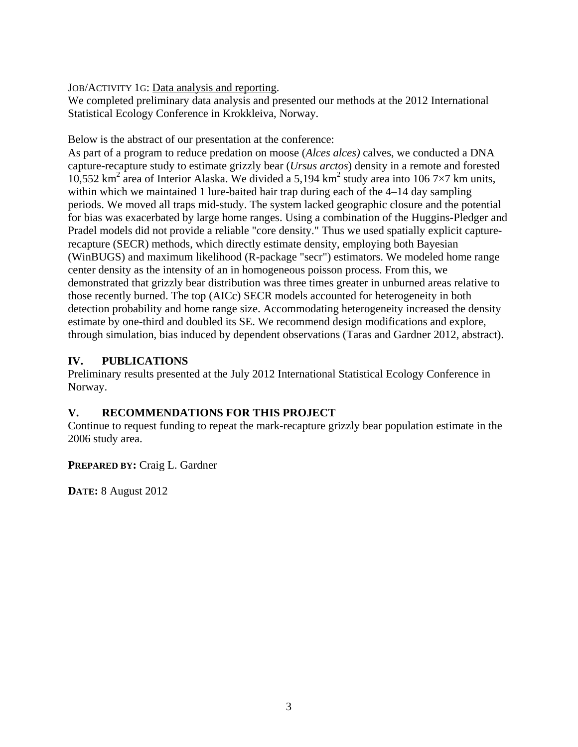JOB/ACTIVITY 1G: Data analysis and reporting.

We completed preliminary data analysis and presented our methods at the 2012 International Statistical Ecology Conference in Krokkleiva, Norway.

Below is the abstract of our presentation at the conference:

As part of a program to reduce predation on moose (*Alces alces)* calves, we conducted a DNA capture-recapture study to estimate grizzly bear (*Ursus arctos*) density in a remote and forested 10,552 $km^2$ area of Interior Alaska. We divided a 5,194 $km^2$ study area into 106 7×7 km units, within which we maintained 1 lure-baited hair trap during each of the 4–14 day sampling periods. We moved all traps mid-study. The system lacked geographic closure and the potential for bias was exacerbated by large home ranges. Using a combination of the Huggins-Pledger and Pradel models did not provide a reliable "core density." Thus we used spatially explicit capture-recapture (SECR) methods, which directly estimate density, employing both Bayesian (WinBUGS) and maximum likelihood (R-package "secr") estimators. We modeled home range center density as the intensity of an in homogeneous poisson process. From this, we demonstrated that grizzly bear distribution was three times greater in unburned areas relative to those recently burned. The top (AICc) SECR models accounted for heterogeneity in both detection probability and home range size. Accommodating heterogeneity increased the density estimate by one-third and doubled its SE. We recommend design modifications and explore, through simulation, bias induced by dependent observations (Taras and Gardner 2012, abstract).

## IV. PUBLICATIONS

Preliminary results presented at the July 2012 International Statistical Ecology Conference in Norway.

## V. RECOMMENDATIONS FOR THIS PROJECT

Continue to request funding to repeat the mark-recapture grizzly bear population estimate in the 2006 study area.

**PREPARED BY:** Craig L. Gardner

**DATE:** 8 August 2012